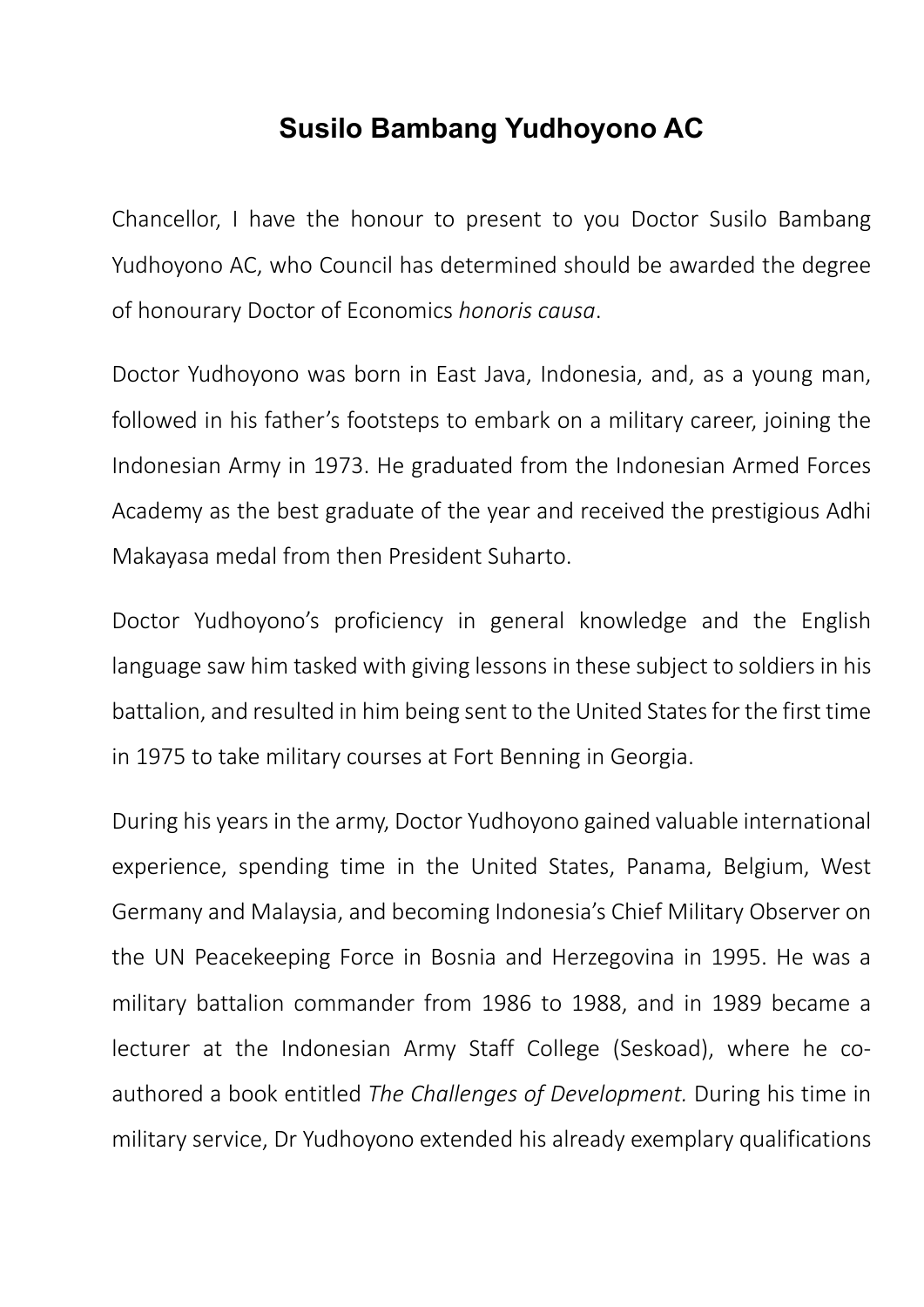# Susilo Bambang Yudhoyono AC

Chancellor, I have the honour to present to you Doctor Susilo Bambang Yudhoyono AC, who Council has determined should be awarded the degree of honourary Doctor of Economics *honoris causa*.

Doctor Yudhoyono was born in East Java, Indonesia, and, as a young man, followed in his father's footsteps to embark on a military career, joining the Indonesian Army in 1973. He graduated from the Indonesian Armed Forces Academy as the best graduate of the year and received the prestigious Adhi Makayasa medal from then President Suharto.

Doctor Yudhoyono's proficiency in general knowledge and the English language saw him tasked with giving lessons in these subject to soldiers in his battalion, and resulted in him being sent to the United States for the first time in 1975 to take military courses at Fort Benning in Georgia.

During his years in the army, Doctor Yudhoyono gained valuable international experience, spending time in the United States, Panama, Belgium, West Germany and Malaysia, and becoming Indonesia's Chief Military Observer on the UN Peacekeeping Force in Bosnia and Herzegovina in 1995. He was a military battalion commander from 1986 to 1988, and in 1989 became a lecturer at the Indonesian Army Staff College (Seskoad), where he co-authored a book entitled *The Challenges of Development.* During his time in military service, Dr Yudhoyono extended his already exemplary qualifications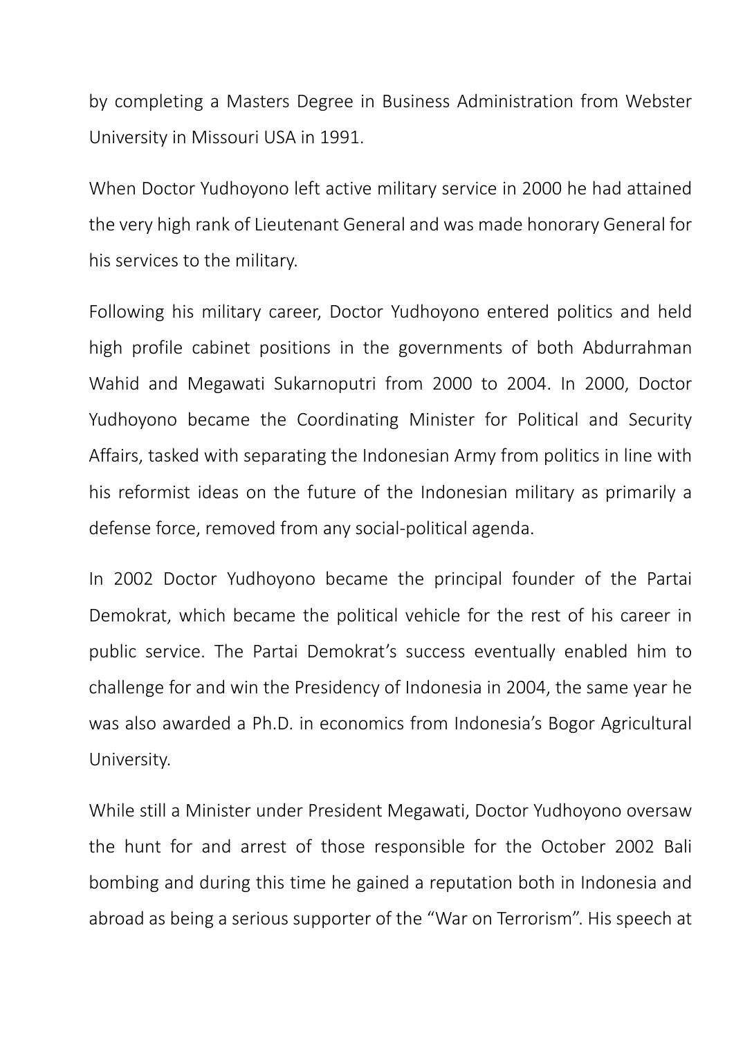by completing a Masters Degree in Business Administration from Webster University in Missouri USA in 1991.

When Doctor Yudhoyono left active military service in 2000 he had attained the very high rank of Lieutenant General and was made honorary General for his services to the military.

Following his military career, Doctor Yudhoyono entered politics and held high profile cabinet positions in the governments of both Abdurrahman Wahid and Megawati Sukarnoputri from 2000 to 2004. In 2000, Doctor Yudhoyono became the Coordinating Minister for Political and Security Affairs, tasked with separating the Indonesian Army from politics in line with his reformist ideas on the future of the Indonesian military as primarily a defense force, removed from any social-political agenda.

In 2002 Doctor Yudhoyono became the principal founder of the Partai Demokrat, which became the political vehicle for the rest of his career in public service. The Partai Demokrat's success eventually enabled him to challenge for and win the Presidency of Indonesia in 2004, the same year he was also awarded a Ph.D. in economics from Indonesia's Bogor Agricultural University.

While still a Minister under President Megawati, Doctor Yudhoyono oversaw the hunt for and arrest of those responsible for the October 2002 Bali bombing and during this time he gained a reputation both in Indonesia and abroad as being a serious supporter of the "War on Terrorism". His speech at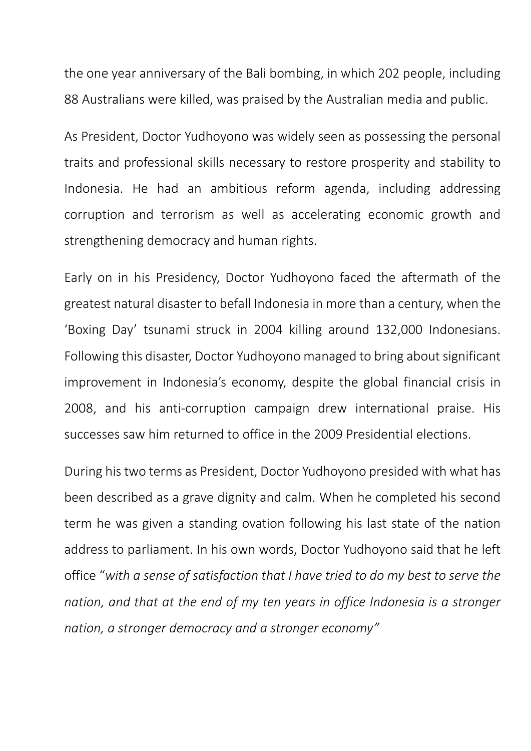the one year anniversary of the Bali bombing, in which 202 people, including 88 Australians were killed, was praised by the Australian media and public.

As President, Doctor Yudhoyono was widely seen as possessing the personal traits and professional skills necessary to restore prosperity and stability to Indonesia. He had an ambitious reform agenda, including addressing corruption and terrorism as well as accelerating economic growth and strengthening democracy and human rights.

Early on in his Presidency, Doctor Yudhoyono faced the aftermath of the greatest natural disaster to befall Indonesia in more than a century, when the 'Boxing Day' tsunami struck in 2004 killing around 132,000 Indonesians. Following this disaster, Doctor Yudhoyono managed to bring about significant improvement in Indonesia's economy, despite the global financial crisis in 2008, and his anti-corruption campaign drew international praise. His successes saw him returned to office in the 2009 Presidential elections.

During his two terms as President, Doctor Yudhoyono presided with what has been described as a grave dignity and calm. When he completed his second term he was given a standing ovation following his last state of the nation address to parliament. In his own words, Doctor Yudhoyono said that he left office "*with a sense of satisfaction that I have tried to do my best to serve the nation, and that at the end of my ten years in office Indonesia is a stronger nation, a stronger democracy and a stronger economy"*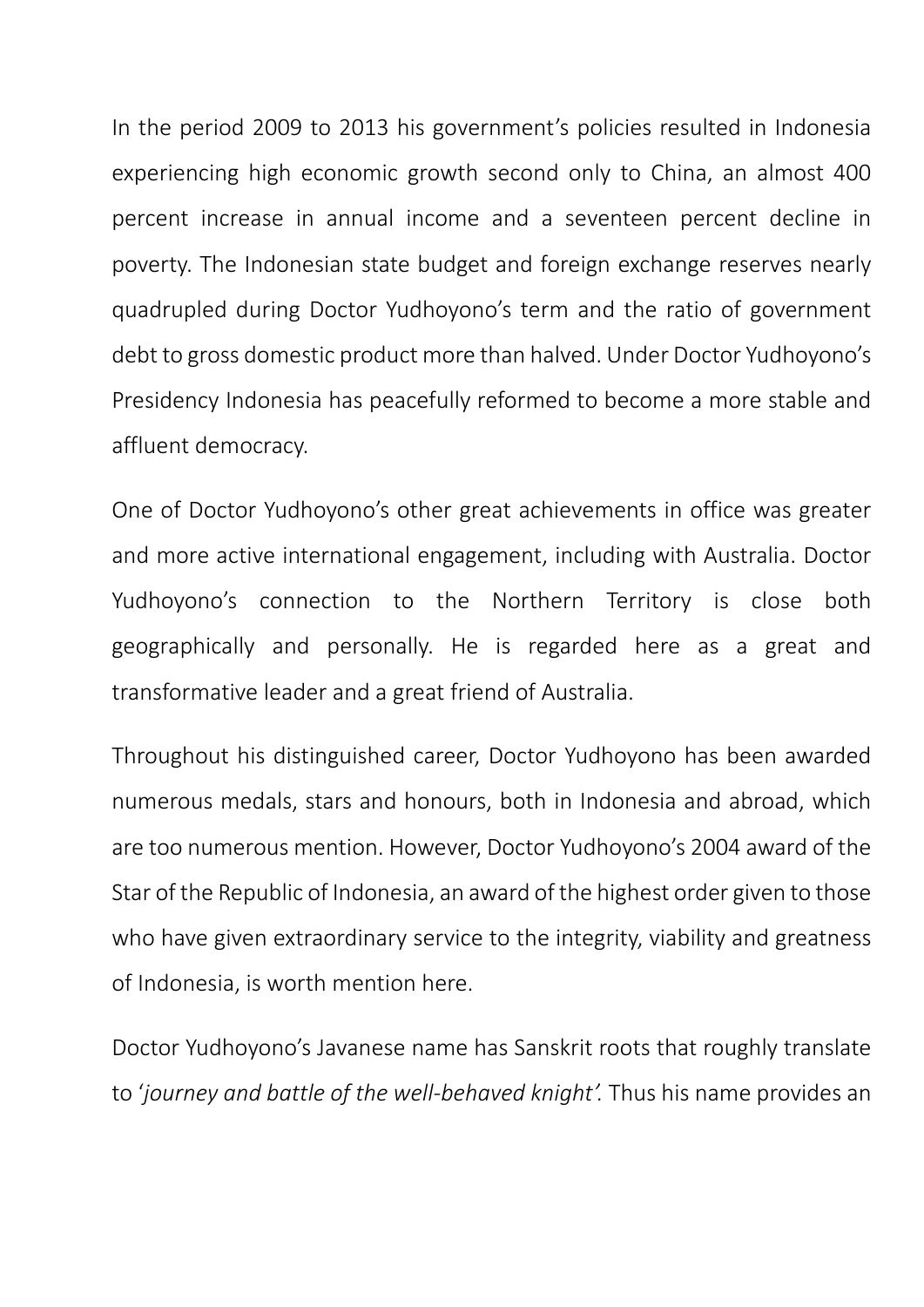In the period 2009 to 2013 his government's policies resulted in Indonesia experiencing high economic growth second only to China, an almost 400 percent increase in annual income and a seventeen percent decline in poverty. The Indonesian state budget and foreign exchange reserves nearly quadrupled during Doctor Yudhoyono's term and the ratio of government debt to gross domestic product more than halved. Under Doctor Yudhoyono's Presidency Indonesia has peacefully reformed to become a more stable and affluent democracy.

One of Doctor Yudhoyono's other great achievements in office was greater and more active international engagement, including with Australia. Doctor Yudhoyono's connection to the Northern Territory is close both geographically and personally. He is regarded here as a great and transformative leader and a great friend of Australia.

Throughout his distinguished career, Doctor Yudhoyono has been awarded numerous medals, stars and honours, both in Indonesia and abroad, which are too numerous mention. However, Doctor Yudhoyono's 2004 award of the Star of the Republic of Indonesia, an award of the highest order given to those who have given extraordinary service to the integrity, viability and greatness of Indonesia, is worth mention here.

Doctor Yudhoyono's Javanese name has Sanskrit roots that roughly translate to '*journey and battle of the well-behaved knight'*. Thus his name provides an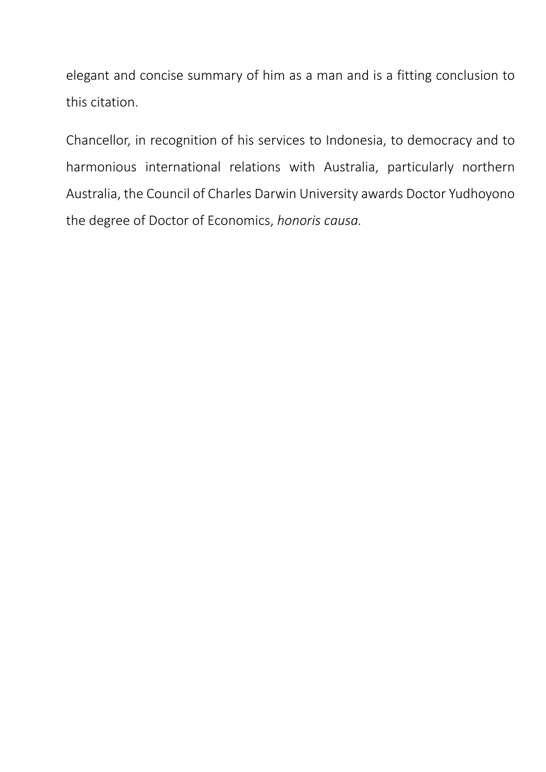elegant and concise summary of him as a man and is a fitting conclusion to this citation.

Chancellor, in recognition of his services to Indonesia, to democracy and to harmonious international relations with Australia, particularly northern Australia, the Council of Charles Darwin University awards Doctor Yudhoyono the degree of Doctor of Economics, *honoris causa*.